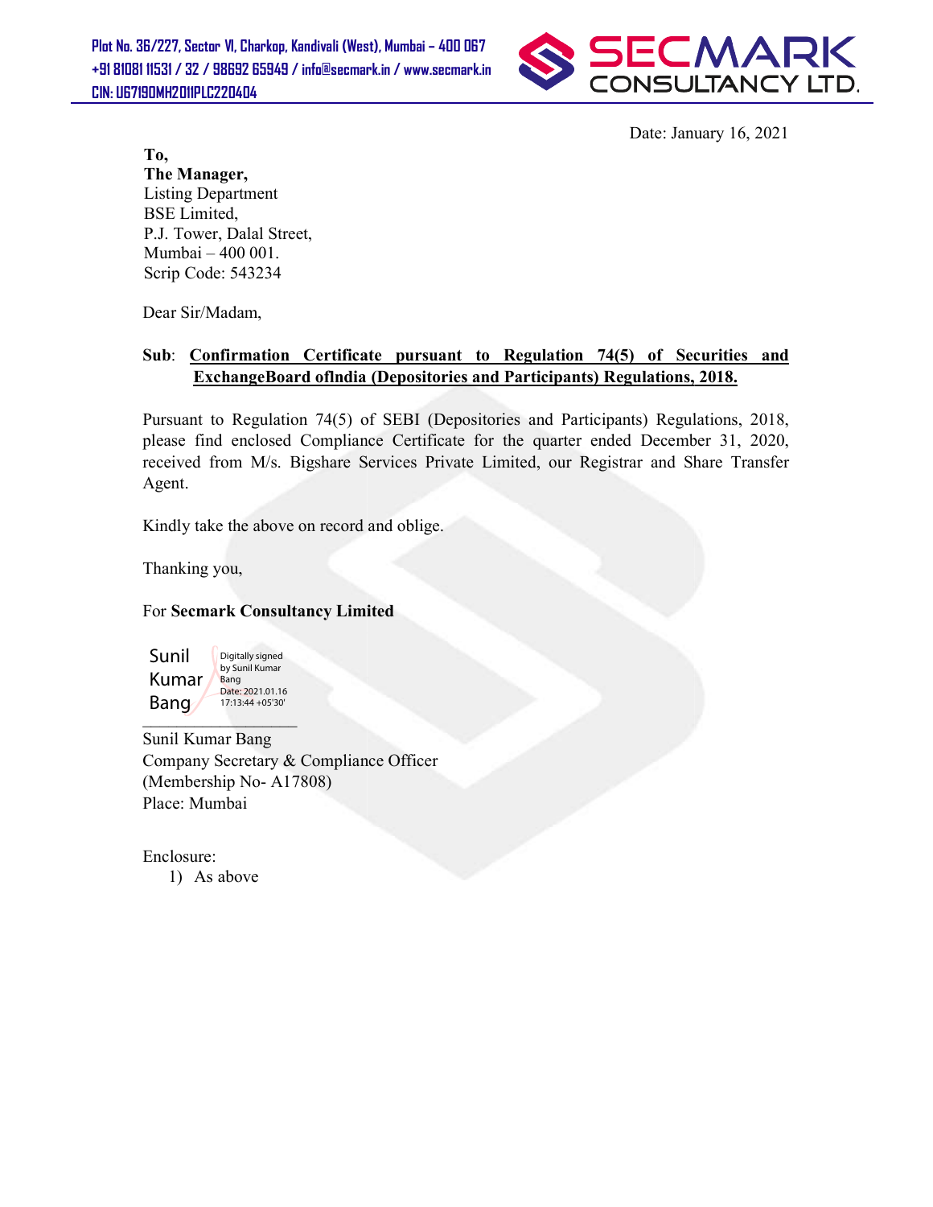Plot No. 36/227, Sector VI, Charkop, Kandivali (West), Mumbai – 400 067
+91 81081 11531 / 32 / 98692 65949 / info@secmark.in / www.secmark.in
CIN: U67190MH2011PLC220404

SECMARK CONSULTANCY LTD.

Date: January 16, 2021

**To,**
**The Manager,**
Listing Department
BSE Limited,
P.J. Tower, Dalal Street,
Mumbai – 400 001.
Scrip Code: 543234

Dear Sir/Madam,

**Sub**: **Confirmation Certificate pursuant to Regulation 74(5) of Securities and ExchangeBoard ofIndia (Depositories and Participants) Regulations, 2018.**

Pursuant to Regulation 74(5) of SEBI (Depositories and Participants) Regulations, 2018, please find enclosed Compliance Certificate for the quarter ended December 31, 2020, received from M/s. Bigshare Services Private Limited, our Registrar and Share Transfer Agent.

Kindly take the above on record and oblige.

Thanking you,

For **Secmark Consultancy Limited**

Sunil Kumar Bang — Digitally signed by Sunil Kumar Bang Date: 2021.01.16 17:13:44 +05'30'

Sunil Kumar Bang
Company Secretary & Compliance Officer
(Membership No- A17808)
Place: Mumbai

Enclosure:
1) As above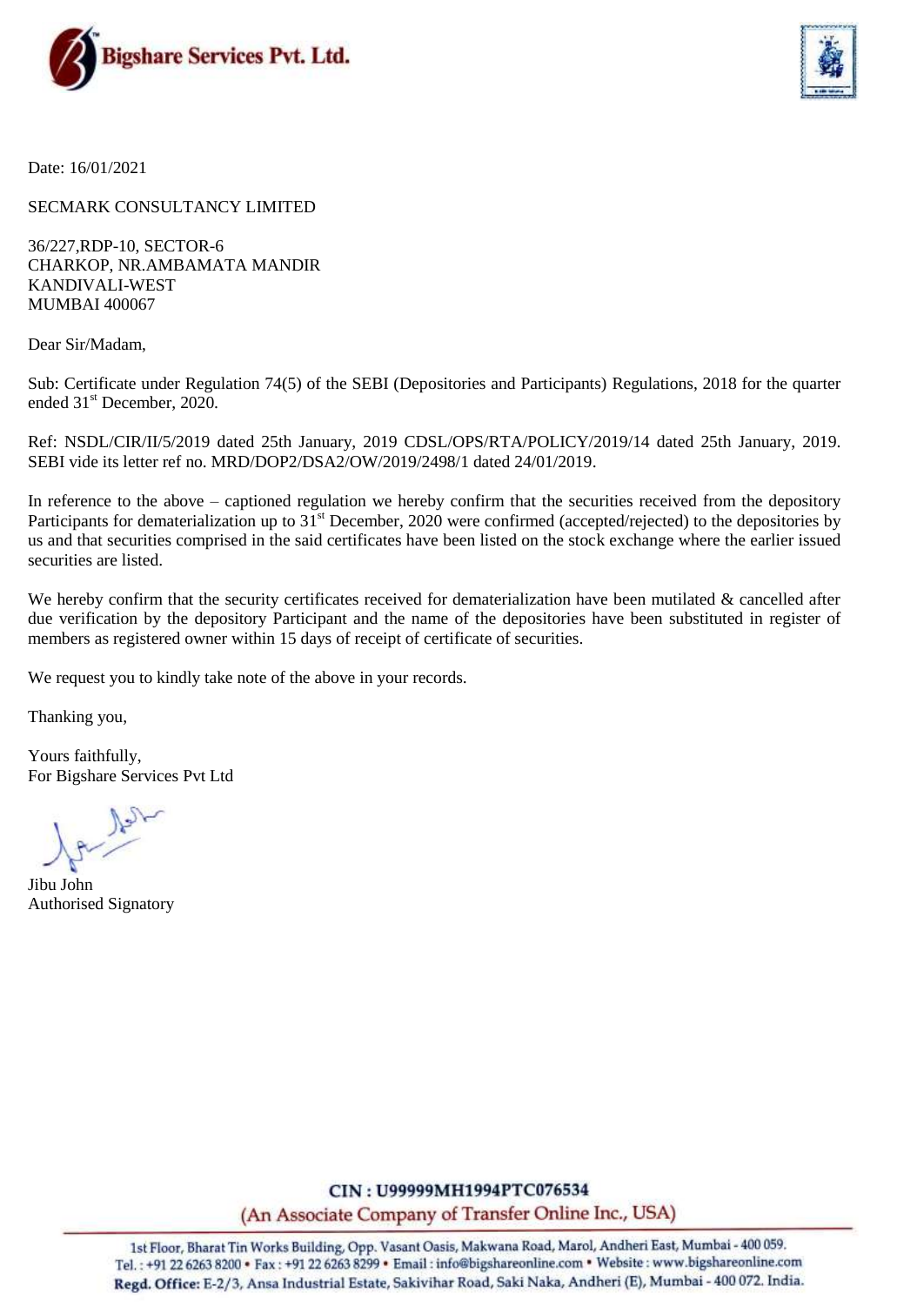**Bigshare Services Pvt. Ltd.**

Date: 16/01/2021

SECMARK CONSULTANCY LIMITED

36/227,RDP-10, SECTOR-6
CHARKOP, NR.AMBAMATA MANDIR
KANDIVALI-WEST
MUMBAI 400067

Dear Sir/Madam,

Sub: Certificate under Regulation 74(5) of the SEBI (Depositories and Participants) Regulations, 2018 for the quarter ended 31st December, 2020.

Ref: NSDL/CIR/II/5/2019 dated 25th January, 2019 CDSL/OPS/RTA/POLICY/2019/14 dated 25th January, 2019. SEBI vide its letter ref no. MRD/DOP2/DSA2/OW/2019/2498/1 dated 24/01/2019.

In reference to the above – captioned regulation we hereby confirm that the securities received from the depository Participants for dematerialization up to 31st December, 2020 were confirmed (accepted/rejected) to the depositories by us and that securities comprised in the said certificates have been listed on the stock exchange where the earlier issued securities are listed.

We hereby confirm that the security certificates received for dematerialization have been mutilated & cancelled after due verification by the depository Participant and the name of the depositories have been substituted in register of members as registered owner within 15 days of receipt of certificate of securities.

We request you to kindly take note of the above in your records.

Thanking you,

Yours faithfully,
For Bigshare Services Pvt Ltd

Jibu John
Authorised Signatory

**CIN : U99999MH1994PTC076534**
(An Associate Company of Transfer Online Inc., USA)

1st Floor, Bharat Tin Works Building, Opp. Vasant Oasis, Makwana Road, Marol, Andheri East, Mumbai - 400 059.
Tel. : +91 22 6263 8200 • Fax : +91 22 6263 8299 • Email : info@bigshareonline.com • Website : www.bigshareonline.com
**Regd. Office:** E-2/3, Ansa Industrial Estate, Sakivihar Road, Saki Naka, Andheri (E), Mumbai - 400 072. India.